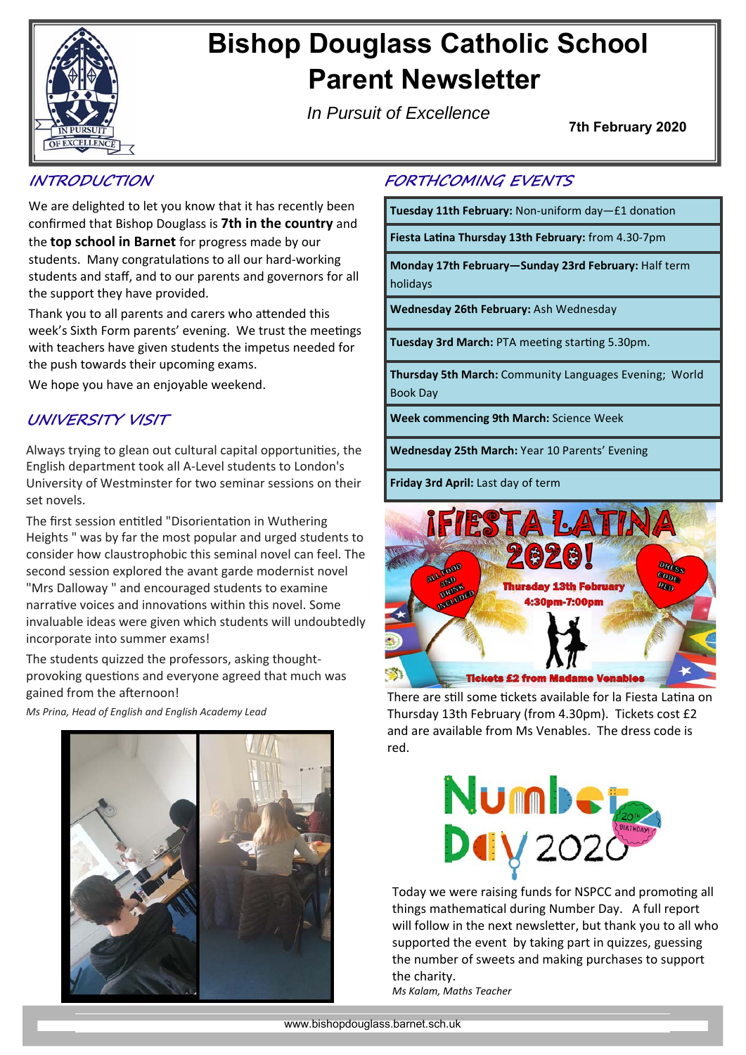# Bishop Douglass Catholic School Parent Newsletter

*In Pursuit of Excellence*

**7th February 2020**

## INTRODUCTION

We are delighted to let you know that it has recently been confirmed that Bishop Douglass is **7th in the country** and the **top school in Barnet** for progress made by our students. Many congratulations to all our hard-working students and staff, and to our parents and governors for all the support they have provided.

Thank you to all parents and carers who attended this week's Sixth Form parents' evening. We trust the meetings with teachers have given students the impetus needed for the push towards their upcoming exams.

We hope you have an enjoyable weekend.

## UNIVERSITY VISIT

Always trying to glean out cultural capital opportunities, the English department took all A-Level students to London's University of Westminster for two seminar sessions on their set novels.

The first session entitled "Disorientation in Wuthering Heights " was by far the most popular and urged students to consider how claustrophobic this seminal novel can feel. The second session explored the avant garde modernist novel "Mrs Dalloway " and encouraged students to examine narrative voices and innovations within this novel. Some invaluable ideas were given which students will undoubtedly incorporate into summer exams!

The students quizzed the professors, asking thought-provoking questions and everyone agreed that much was gained from the afternoon!

*Ms Prina, Head of English and English Academy Lead*

## FORTHCOMING EVENTS

- **Tuesday 11th February:** Non-uniform day—£1 donation
- **Fiesta Latina Thursday 13th February:** from 4.30-7pm
- **Monday 17th February—Sunday 23rd February:** Half term holidays
- **Wednesday 26th February:** Ash Wednesday
- **Tuesday 3rd March:** PTA meeting starting 5.30pm.
- **Thursday 5th March:** Community Languages Evening; World Book Day
- **Week commencing 9th March:** Science Week
- **Wednesday 25th March:** Year 10 Parents' Evening
- **Friday 3rd April:** Last day of term

There are still some tickets available for la Fiesta Latina on Thursday 13th February (from 4.30pm). Tickets cost £2 and are available from Ms Venables. The dress code is red.

Today we were raising funds for NSPCC and promoting all things mathematical during Number Day. A full report will follow in the next newsletter, but thank you to all who supported the event by taking part in quizzes, guessing the number of sweets and making purchases to support the charity.

*Ms Kalam, Maths Teacher*

www.bishopdouglass.barnet.sch.uk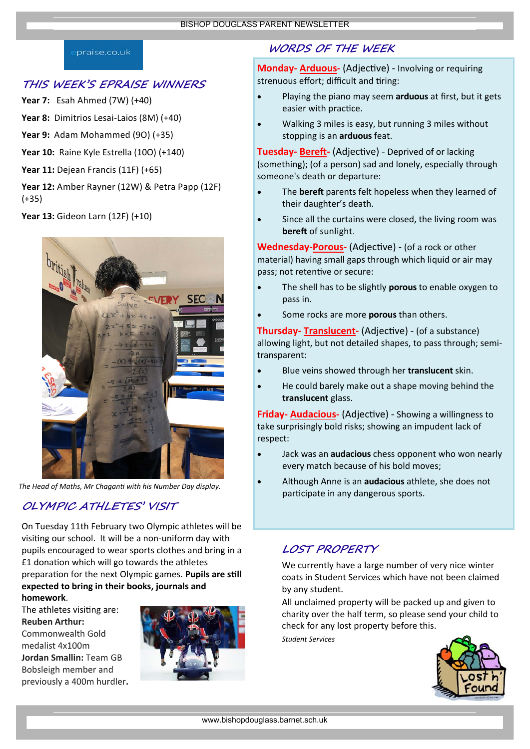epraise.co.uk

## THIS WEEK'S EPRAISE WINNERS

**Year 7:** Esah Ahmed (7W) (+40)

**Year 8:** Dimitrios Lesai-Laios (8M) (+40)

**Year 9:** Adam Mohammed (9O) (+35)

**Year 10:** Raine Kyle Estrella (10O) (+140)

**Year 11:** Dejean Francis (11F) (+65)

**Year 12:** Amber Rayner (12W) & Petra Papp (12F) (+35)

**Year 13:** Gideon Larn (12F) (+10)

*The Head of Maths, Mr Chaganti with his Number Day display.*

## OLYMPIC ATHLETES' VISIT

On Tuesday 11th February two Olympic athletes will be visiting our school. It will be a non-uniform day with pupils encouraged to wear sports clothes and bring in a £1 donation which will go towards the athletes preparation for the next Olympic games. **Pupils are still expected to bring in their books, journals and homework**.

The athletes visiting are:

**Reuben Arthur:** Commonwealth Gold medalist 4x100m

**Jordan Smallin:** Team GB Bobsleigh member and previously a 400m hurdler**.**

## WORDS OF THE WEEK

**Monday- Arduous-** (Adjective) - Involving or requiring strenuous effort; difficult and tiring:

- Playing the piano may seem **arduous** at first, but it gets easier with practice.
- Walking 3 miles is easy, but running 3 miles without stopping is an **arduous** feat.

**Tuesday- Bereft-** (Adjective) - Deprived of or lacking (something); (of a person) sad and lonely, especially through someone's death or departure:

- The **bereft** parents felt hopeless when they learned of their daughter's death.
- Since all the curtains were closed, the living room was **bereft** of sunlight.

**Wednesday-Porous-** (Adjective) - (of a rock or other material) having small gaps through which liquid or air may pass; not retentive or secure:

- The shell has to be slightly **porous** to enable oxygen to pass in.
- Some rocks are more **porous** than others.

**Thursday- Translucent-** (Adjective) - (of a substance) allowing light, but not detailed shapes, to pass through; semi-transparent:

- Blue veins showed through her **translucent** skin.
- He could barely make out a shape moving behind the **translucent** glass.

**Friday- Audacious-** (Adjective) - Showing a willingness to take surprisingly bold risks; showing an impudent lack of respect:

- Jack was an **audacious** chess opponent who won nearly every match because of his bold moves;
- Although Anne is an **audacious** athlete, she does not participate in any dangerous sports.

## LOST PROPERTY

We currently have a large number of very nice winter coats in Student Services which have not been claimed by any student.

All unclaimed property will be packed up and given to charity over the half term, so please send your child to check for any lost property before this.

*Student Services*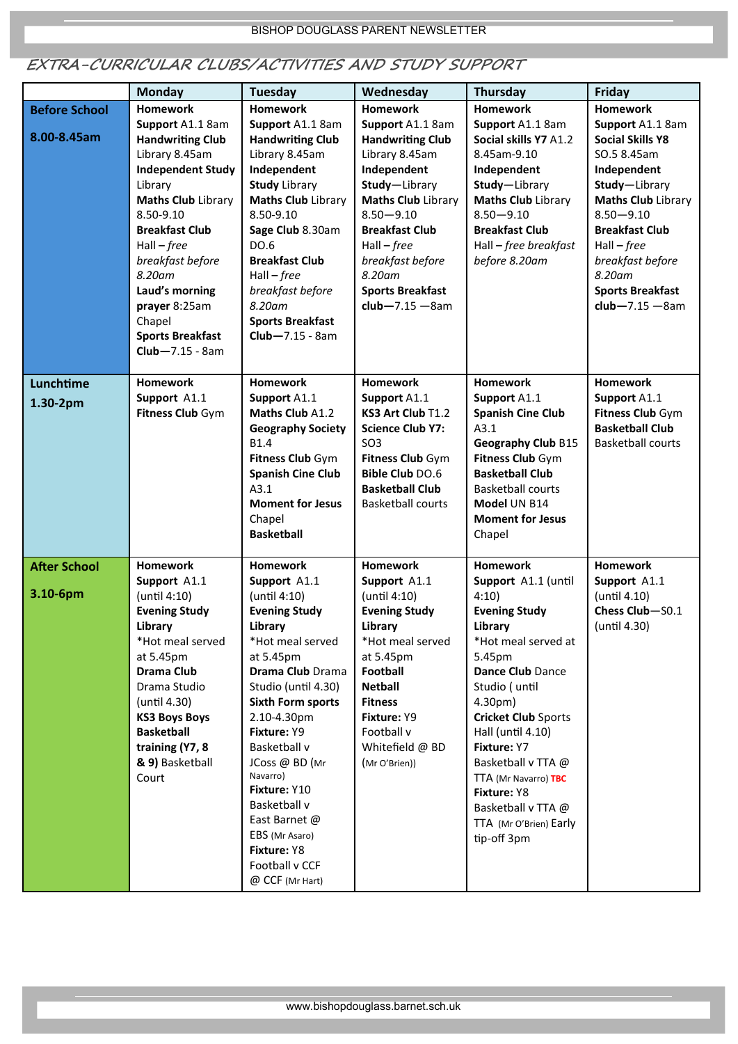## EXTRA-CURRICULAR CLUBS/ACTIVITIES AND STUDY SUPPORT

| | Monday | Tuesday | Wednesday | Thursday | Friday |
|---|---|---|---|---|---|
| **Before School** **8.00-8.45am** | **Homework Support** A1.1 8am **Handwriting Club** Library 8.45am **Independent Study** Library **Maths Club** Library 8.50-9.10 **Breakfast Club** Hall – *free breakfast before 8.20am* **Laud's morning prayer** 8:25am Chapel **Sports Breakfast Club**—7.15 - 8am | **Homework Support** A1.1 8am **Handwriting Club** Library 8.45am **Independent Study** Library **Maths Club** Library 8.50-9.10 **Sage Club** 8.30am DO.6 **Breakfast Club** Hall – *free breakfast before 8.20am* **Sports Breakfast Club**—7.15 - 8am | **Homework Support** A1.1 8am **Handwriting Club** Library 8.45am **Independent Study**—Library **Maths Club** Library 8.50—9.10 **Breakfast Club** Hall – *free breakfast before 8.20am* **Sports Breakfast club**—7.15 —8am | **Homework Support** A1.1 8am **Social skills Y7** A1.2 8.45am-9.10 **Independent Study**—Library **Maths Club** Library 8.50—9.10 **Breakfast Club** Hall – *free breakfast before 8.20am* | **Homework Support** A1.1 8am **Social Skills Y8** SO.5 8.45am **Independent Study**—Library **Maths Club** Library 8.50—9.10 **Breakfast Club** Hall – *free breakfast before 8.20am* **Sports Breakfast club**—7.15 —8am |
| **Lunchtime** **1.30-2pm** | **Homework Support** A1.1 **Fitness Club** Gym | **Homework Support** A1.1 **Maths Club** A1.2 **Geography Society** B1.4 **Fitness Club** Gym **Spanish Cine Club** A3.1 **Moment for Jesus** Chapel **Basketball** | **Homework Support** A1.1 **KS3 Art Club** T1.2 **Science Club Y7:** SO3 **Fitness Club** Gym **Bible Club** DO.6 **Basketball Club** Basketball courts | **Homework Support** A1.1 **Spanish Cine Club** A3.1 **Geography Club** B15 **Fitness Club** Gym **Basketball Club** Basketball courts **Model** UN B14 **Moment for Jesus** Chapel | **Homework Support** A1.1 **Fitness Club** Gym **Basketball Club** Basketball courts |
| **After School** **3.10-6pm** | **Homework Support** A1.1 (until 4:10) **Evening Study Library** *Hot meal served at 5.45pm **Drama Club** Drama Studio (until 4.30) **KS3 Boys Boys Basketball training (Y7, 8 & 9)** Basketball Court | **Homework Support** A1.1 (until 4:10) **Evening Study Library** *Hot meal served at 5.45pm **Drama Club** Drama Studio (until 4.30) **Sixth Form sports** 2.10-4.30pm **Fixture:** Y9 Basketball v JCoss @ BD (Mr Navarro) **Fixture:** Y10 Basketball v East Barnet @ EBS (Mr Asaro) **Fixture:** Y8 Football v CCF @ CCF (Mr Hart) | **Homework Support** A1.1 (until 4:10) **Evening Study Library** *Hot meal served at 5.45pm **Football** **Netball** **Fitness** **Fixture:** Y9 Football v Whitefield @ BD (Mr O'Brien)) | **Homework Support** A1.1 (until 4:10) **Evening Study Library** *Hot meal served at 5.45pm **Dance Club** Dance Studio ( until 4.30pm) **Cricket Club** Sports Hall (until 4.10) **Fixture:** Y7 Basketball v TTA @ TTA (Mr Navarro) TBC **Fixture:** Y8 Basketball v TTA @ TTA (Mr O'Brien) Early tip-off 3pm | **Homework Support** A1.1 (until 4.10) **Chess Club**—S0.1 (until 4.30) |